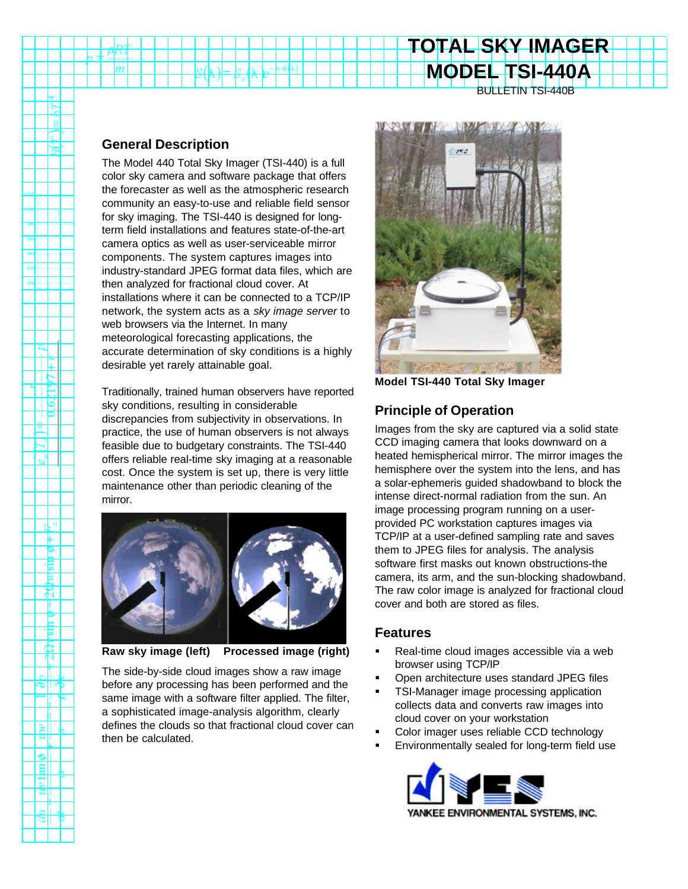# TOTAL SKY IMAGER MODEL TSI-440A

BULLETIN TSI-440B

## General Description

The Model 440 Total Sky Imager (TSI-440) is a full color sky camera and software package that offers the forecaster as well as the atmospheric research community an easy-to-use and reliable field sensor for sky imaging. The TSI-440 is designed for long-term field installations and features state-of-the-art camera optics as well as user-serviceable mirror components. The system captures images into industry-standard JPEG format data files, which are then analyzed for fractional cloud cover. At installations where it can be connected to a TCP/IP network, the system acts as a *sky image server* to web browsers via the Internet. In many meteorological forecasting applications, the accurate determination of sky conditions is a highly desirable yet rarely attainable goal.

Traditionally, trained human observers have reported sky conditions, resulting in considerable discrepancies from subjectivity in observations. In practice, the use of human observers is not always feasible due to budgetary constraints. The TSI-440 offers reliable real-time sky imaging at a reasonable cost. Once the system is set up, there is very little maintenance other than periodic cleaning of the mirror.

**Raw sky image (left) Processed image (right)**

The side-by-side cloud images show a raw image before any processing has been performed and the same image with a software filter applied. The filter, a sophisticated image-analysis algorithm, clearly defines the clouds so that fractional cloud cover can then be calculated.

**Model TSI-440 Total Sky Imager**

## Principle of Operation

Images from the sky are captured via a solid state CCD imaging camera that looks downward on a heated hemispherical mirror. The mirror images the hemisphere over the system into the lens, and has a solar-ephemeris guided shadowband to block the intense direct-normal radiation from the sun. An image processing program running on a user-provided PC workstation captures images via TCP/IP at a user-defined sampling rate and saves them to JPEG files for analysis. The analysis software first masks out known obstructions-the camera, its arm, and the sun-blocking shadowband. The raw color image is analyzed for fractional cloud cover and both are stored as files.

## Features

- Real-time cloud images accessible via a web browser using TCP/IP
- Open architecture uses standard JPEG files
- TSI-Manager image processing application collects data and converts raw images into cloud cover on your workstation
- Color imager uses reliable CCD technology
- Environmentally sealed for long-term field use

YANKEE ENVIRONMENTAL SYSTEMS, INC.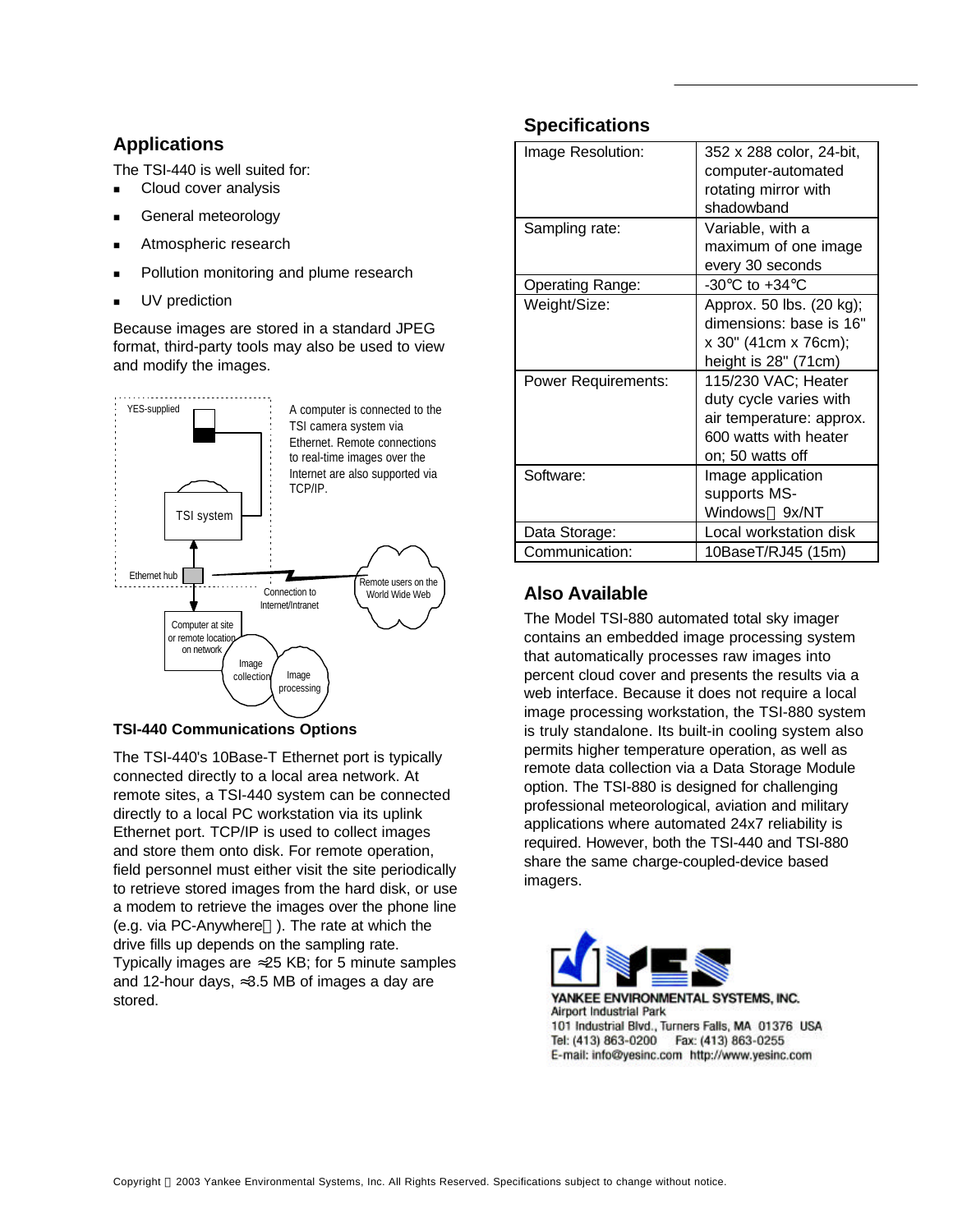## Applications

The TSI-440 is well suited for:

- Cloud cover analysis
- General meteorology
- Atmospheric research
- Pollution monitoring and plume research
- UV prediction

Because images are stored in a standard JPEG format, third-party tools may also be used to view and modify the images.

YES-supplied

TSI system

Ethernet hub

Connection to Internet/Intranet

Remote users on the World Wide Web

Computer at site or remote location on network

Image collection

Image processing

A computer is connected to the TSI camera system via Ethernet. Remote connections to real-time images over the Internet are also supported via TCP/IP.

### TSI-440 Communications Options

The TSI-440's 10Base-T Ethernet port is typically connected directly to a local area network. At remote sites, a TSI-440 system can be connected directly to a local PC workstation via its uplink Ethernet port. TCP/IP is used to collect images and store them onto disk. For remote operation, field personnel must either visit the site periodically to retrieve stored images from the hard disk, or use a modem to retrieve the images over the phone line (e.g. via PC-Anywhere). The rate at which the drive fills up depends on the sampling rate. Typically images are ≈25 KB; for 5 minute samples and 12-hour days, ≈3.5 MB of images a day are stored.

## Specifications

| | |
|---|---|
| Image Resolution: | 352 x 288 color, 24-bit, computer-automated rotating mirror with shadowband |
| Sampling rate: | Variable, with a maximum of one image every 30 seconds |
| Operating Range: | -30°C to +34°C |
| Weight/Size: | Approx. 50 lbs. (20 kg); dimensions: base is 16" x 30" (41cm x 76cm); height is 28" (71cm) |
| Power Requirements: | 115/230 VAC; Heater duty cycle varies with air temperature: approx. 600 watts with heater on; 50 watts off |
| Software: | Image application supports MS-Windows 9x/NT |
| Data Storage: | Local workstation disk |
| Communication: | 10BaseT/RJ45 (15m) |

## Also Available

The Model TSI-880 automated total sky imager contains an embedded image processing system that automatically processes raw images into percent cloud cover and presents the results via a web interface. Because it does not require a local image processing workstation, the TSI-880 system is truly standalone. Its built-in cooling system also permits higher temperature operation, as well as remote data collection via a Data Storage Module option. The TSI-880 is designed for challenging professional meteorological, aviation and military applications where automated 24x7 reliability is required. However, both the TSI-440 and TSI-880 share the same charge-coupled-device based imagers.

YANKEE ENVIRONMENTAL SYSTEMS, INC.
Airport Industrial Park
101 Industrial Blvd., Turners Falls, MA 01376 USA
Tel: (413) 863-0200 Fax: (413) 863-0255
E-mail: info@yesinc.com http://www.yesinc.com

Copyright 2003 Yankee Environmental Systems, Inc. All Rights Reserved. Specifications subject to change without notice.